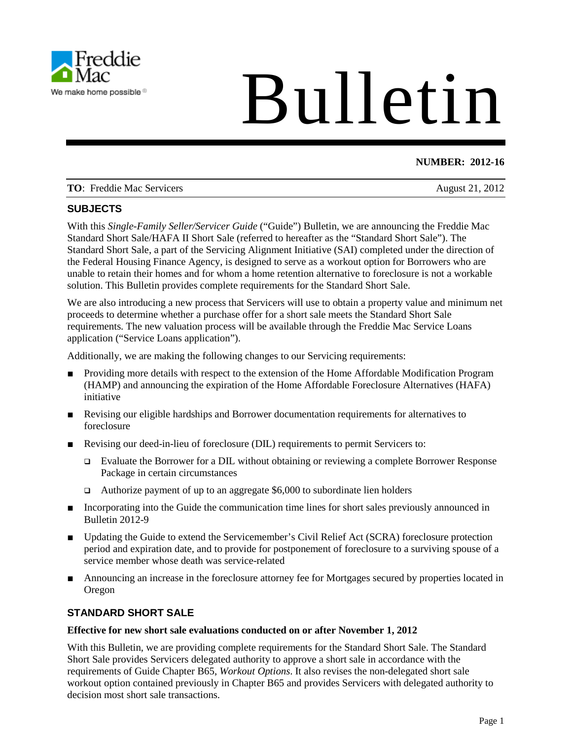# Bulletin

**NUMBER: 2012-16**

**TO**: Freddie Mac Servicers — August 21, 2012

## SUBJECTS

With this *Single-Family Seller/Servicer Guide* ("Guide") Bulletin, we are announcing the Freddie Mac Standard Short Sale/HAFA II Short Sale (referred to hereafter as the "Standard Short Sale"). The Standard Short Sale, a part of the Servicing Alignment Initiative (SAI) completed under the direction of the Federal Housing Finance Agency, is designed to serve as a workout option for Borrowers who are unable to retain their homes and for whom a home retention alternative to foreclosure is not a workable solution. This Bulletin provides complete requirements for the Standard Short Sale.

We are also introducing a new process that Servicers will use to obtain a property value and minimum net proceeds to determine whether a purchase offer for a short sale meets the Standard Short Sale requirements. The new valuation process will be available through the Freddie Mac Service Loans application ("Service Loans application").

Additionally, we are making the following changes to our Servicing requirements:

- Providing more details with respect to the extension of the Home Affordable Modification Program (HAMP) and announcing the expiration of the Home Affordable Foreclosure Alternatives (HAFA) initiative
- Revising our eligible hardships and Borrower documentation requirements for alternatives to foreclosure
- Revising our deed-in-lieu of foreclosure (DIL) requirements to permit Servicers to:
  - Evaluate the Borrower for a DIL without obtaining or reviewing a complete Borrower Response Package in certain circumstances
  - Authorize payment of up to an aggregate $6,000 to subordinate lien holders
- Incorporating into the Guide the communication time lines for short sales previously announced in Bulletin 2012-9
- Updating the Guide to extend the Servicemember's Civil Relief Act (SCRA) foreclosure protection period and expiration date, and to provide for postponement of foreclosure to a surviving spouse of a service member whose death was service-related
- Announcing an increase in the foreclosure attorney fee for Mortgages secured by properties located in Oregon

## STANDARD SHORT SALE

**Effective for new short sale evaluations conducted on or after November 1, 2012**

With this Bulletin, we are providing complete requirements for the Standard Short Sale. The Standard Short Sale provides Servicers delegated authority to approve a short sale in accordance with the requirements of Guide Chapter B65, *Workout Options*. It also revises the non-delegated short sale workout option contained previously in Chapter B65 and provides Servicers with delegated authority to decision most short sale transactions.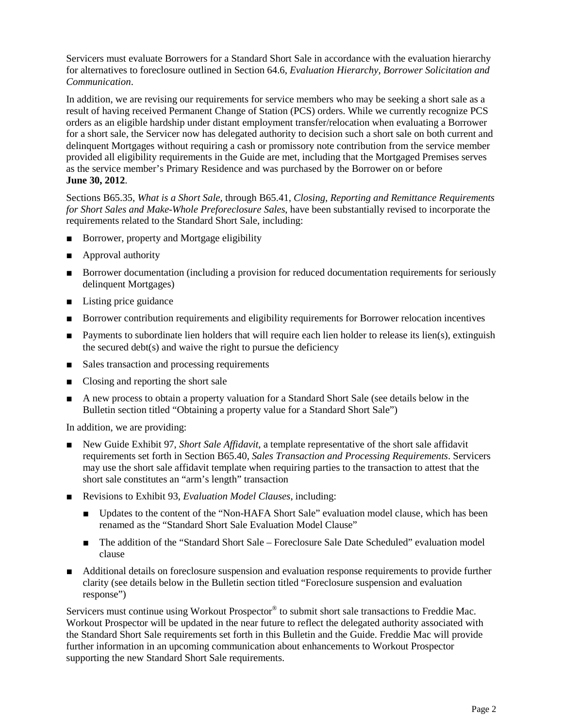Servicers must evaluate Borrowers for a Standard Short Sale in accordance with the evaluation hierarchy for alternatives to foreclosure outlined in Section 64.6, *Evaluation Hierarchy, Borrower Solicitation and Communication*.

In addition, we are revising our requirements for service members who may be seeking a short sale as a result of having received Permanent Change of Station (PCS) orders. While we currently recognize PCS orders as an eligible hardship under distant employment transfer/relocation when evaluating a Borrower for a short sale, the Servicer now has delegated authority to decision such a short sale on both current and delinquent Mortgages without requiring a cash or promissory note contribution from the service member provided all eligibility requirements in the Guide are met, including that the Mortgaged Premises serves as the service member's Primary Residence and was purchased by the Borrower on or before **June 30, 2012**.

Sections B65.35, *What is a Short Sale*, through B65.41, *Closing, Reporting and Remittance Requirements for Short Sales and Make-Whole Preforeclosure Sales*, have been substantially revised to incorporate the requirements related to the Standard Short Sale, including:

- Borrower, property and Mortgage eligibility
- Approval authority
- Borrower documentation (including a provision for reduced documentation requirements for seriously delinquent Mortgages)
- Listing price guidance
- Borrower contribution requirements and eligibility requirements for Borrower relocation incentives
- Payments to subordinate lien holders that will require each lien holder to release its lien(s), extinguish the secured debt(s) and waive the right to pursue the deficiency
- Sales transaction and processing requirements
- Closing and reporting the short sale
- A new process to obtain a property valuation for a Standard Short Sale (see details below in the Bulletin section titled "Obtaining a property value for a Standard Short Sale")

In addition, we are providing:

- New Guide Exhibit 97, *Short Sale Affidavit*, a template representative of the short sale affidavit requirements set forth in Section B65.40, *Sales Transaction and Processing Requirements*. Servicers may use the short sale affidavit template when requiring parties to the transaction to attest that the short sale constitutes an "arm's length" transaction
- Revisions to Exhibit 93, *Evaluation Model Clauses*, including:
  - Updates to the content of the "Non-HAFA Short Sale" evaluation model clause, which has been renamed as the "Standard Short Sale Evaluation Model Clause"
  - The addition of the "Standard Short Sale – Foreclosure Sale Date Scheduled" evaluation model clause
- Additional details on foreclosure suspension and evaluation response requirements to provide further clarity (see details below in the Bulletin section titled "Foreclosure suspension and evaluation response")

Servicers must continue using Workout Prospector® to submit short sale transactions to Freddie Mac. Workout Prospector will be updated in the near future to reflect the delegated authority associated with the Standard Short Sale requirements set forth in this Bulletin and the Guide. Freddie Mac will provide further information in an upcoming communication about enhancements to Workout Prospector supporting the new Standard Short Sale requirements.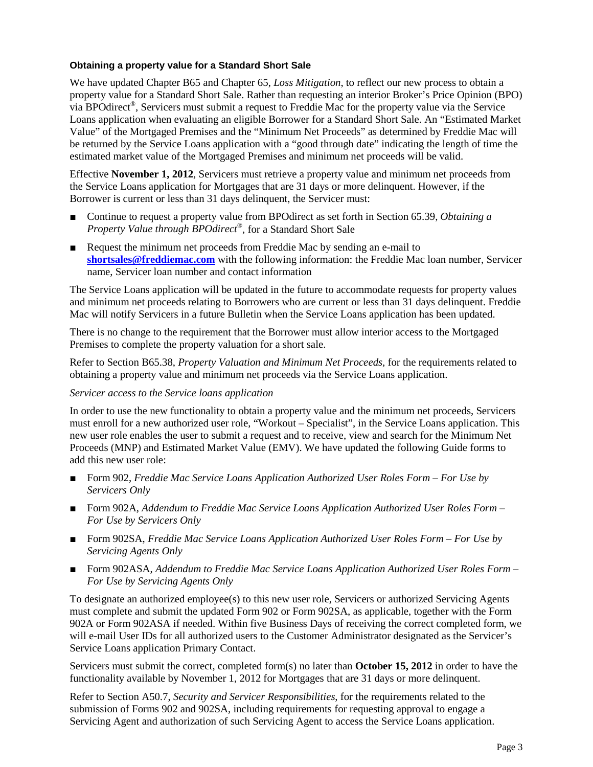### Obtaining a property value for a Standard Short Sale

We have updated Chapter B65 and Chapter 65, *Loss Mitigation*, to reflect our new process to obtain a property value for a Standard Short Sale. Rather than requesting an interior Broker's Price Opinion (BPO) via BPOdirect®, Servicers must submit a request to Freddie Mac for the property value via the Service Loans application when evaluating an eligible Borrower for a Standard Short Sale. An "Estimated Market Value" of the Mortgaged Premises and the "Minimum Net Proceeds" as determined by Freddie Mac will be returned by the Service Loans application with a "good through date" indicating the length of time the estimated market value of the Mortgaged Premises and minimum net proceeds will be valid.

Effective **November 1, 2012**, Servicers must retrieve a property value and minimum net proceeds from the Service Loans application for Mortgages that are 31 days or more delinquent. However, if the Borrower is current or less than 31 days delinquent, the Servicer must:

- Continue to request a property value from BPOdirect as set forth in Section 65.39, *Obtaining a Property Value through BPOdirect®*, for a Standard Short Sale
- Request the minimum net proceeds from Freddie Mac by sending an e-mail to **shortsales@freddiemac.com** with the following information: the Freddie Mac loan number, Servicer name, Servicer loan number and contact information

The Service Loans application will be updated in the future to accommodate requests for property values and minimum net proceeds relating to Borrowers who are current or less than 31 days delinquent. Freddie Mac will notify Servicers in a future Bulletin when the Service Loans application has been updated.

There is no change to the requirement that the Borrower must allow interior access to the Mortgaged Premises to complete the property valuation for a short sale.

Refer to Section B65.38, *Property Valuation and Minimum Net Proceeds*, for the requirements related to obtaining a property value and minimum net proceeds via the Service Loans application.

*Servicer access to the Service loans application*

In order to use the new functionality to obtain a property value and the minimum net proceeds, Servicers must enroll for a new authorized user role, "Workout – Specialist", in the Service Loans application. This new user role enables the user to submit a request and to receive, view and search for the Minimum Net Proceeds (MNP) and Estimated Market Value (EMV). We have updated the following Guide forms to add this new user role:

- Form 902, *Freddie Mac Service Loans Application Authorized User Roles Form – For Use by Servicers Only*
- Form 902A, *Addendum to Freddie Mac Service Loans Application Authorized User Roles Form – For Use by Servicers Only*
- Form 902SA, *Freddie Mac Service Loans Application Authorized User Roles Form – For Use by Servicing Agents Only*
- Form 902ASA, *Addendum to Freddie Mac Service Loans Application Authorized User Roles Form – For Use by Servicing Agents Only*

To designate an authorized employee(s) to this new user role, Servicers or authorized Servicing Agents must complete and submit the updated Form 902 or Form 902SA, as applicable, together with the Form 902A or Form 902ASA if needed. Within five Business Days of receiving the correct completed form, we will e-mail User IDs for all authorized users to the Customer Administrator designated as the Servicer's Service Loans application Primary Contact.

Servicers must submit the correct, completed form(s) no later than **October 15, 2012** in order to have the functionality available by November 1, 2012 for Mortgages that are 31 days or more delinquent.

Refer to Section A50.7, *Security and Servicer Responsibilities*, for the requirements related to the submission of Forms 902 and 902SA, including requirements for requesting approval to engage a Servicing Agent and authorization of such Servicing Agent to access the Service Loans application.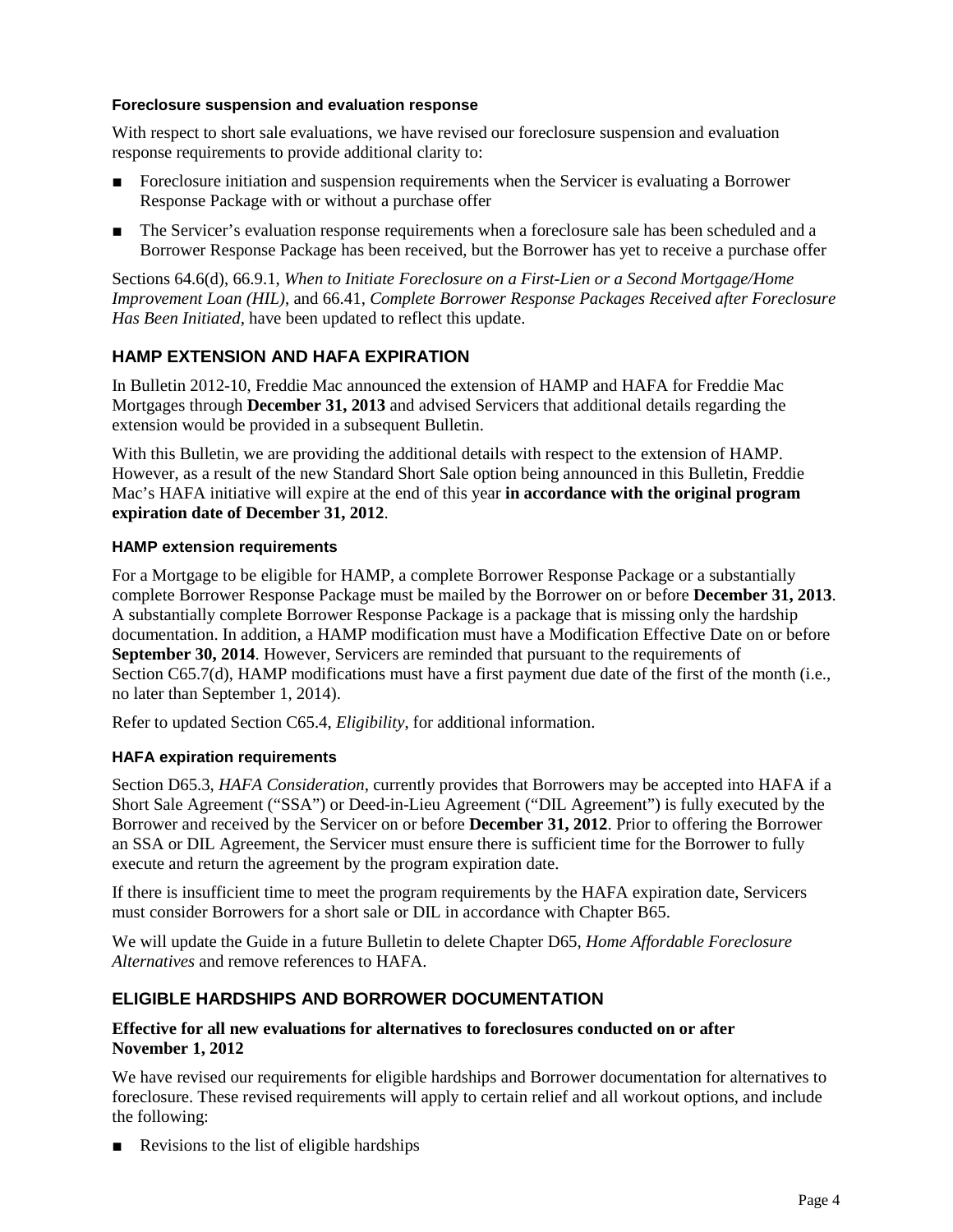### Foreclosure suspension and evaluation response

With respect to short sale evaluations, we have revised our foreclosure suspension and evaluation response requirements to provide additional clarity to:

- Foreclosure initiation and suspension requirements when the Servicer is evaluating a Borrower Response Package with or without a purchase offer
- The Servicer's evaluation response requirements when a foreclosure sale has been scheduled and a Borrower Response Package has been received, but the Borrower has yet to receive a purchase offer

Sections 64.6(d), 66.9.1, *When to Initiate Foreclosure on a First-Lien or a Second Mortgage/Home Improvement Loan (HIL)*, and 66.41, *Complete Borrower Response Packages Received after Foreclosure Has Been Initiated*, have been updated to reflect this update.

## HAMP EXTENSION AND HAFA EXPIRATION

In Bulletin 2012-10, Freddie Mac announced the extension of HAMP and HAFA for Freddie Mac Mortgages through **December 31, 2013** and advised Servicers that additional details regarding the extension would be provided in a subsequent Bulletin.

With this Bulletin, we are providing the additional details with respect to the extension of HAMP. However, as a result of the new Standard Short Sale option being announced in this Bulletin, Freddie Mac's HAFA initiative will expire at the end of this year **in accordance with the original program expiration date of December 31, 2012**.

### HAMP extension requirements

For a Mortgage to be eligible for HAMP, a complete Borrower Response Package or a substantially complete Borrower Response Package must be mailed by the Borrower on or before **December 31, 2013**. A substantially complete Borrower Response Package is a package that is missing only the hardship documentation. In addition, a HAMP modification must have a Modification Effective Date on or before **September 30, 2014**. However, Servicers are reminded that pursuant to the requirements of Section C65.7(d), HAMP modifications must have a first payment due date of the first of the month (i.e., no later than September 1, 2014).

Refer to updated Section C65.4, *Eligibility*, for additional information.

### HAFA expiration requirements

Section D65.3, *HAFA Consideration*, currently provides that Borrowers may be accepted into HAFA if a Short Sale Agreement ("SSA") or Deed-in-Lieu Agreement ("DIL Agreement") is fully executed by the Borrower and received by the Servicer on or before **December 31, 2012**. Prior to offering the Borrower an SSA or DIL Agreement, the Servicer must ensure there is sufficient time for the Borrower to fully execute and return the agreement by the program expiration date.

If there is insufficient time to meet the program requirements by the HAFA expiration date, Servicers must consider Borrowers for a short sale or DIL in accordance with Chapter B65.

We will update the Guide in a future Bulletin to delete Chapter D65, *Home Affordable Foreclosure Alternatives* and remove references to HAFA.

## ELIGIBLE HARDSHIPS AND BORROWER DOCUMENTATION

**Effective for all new evaluations for alternatives to foreclosures conducted on or after November 1, 2012**

We have revised our requirements for eligible hardships and Borrower documentation for alternatives to foreclosure. These revised requirements will apply to certain relief and all workout options, and include the following:

- Revisions to the list of eligible hardships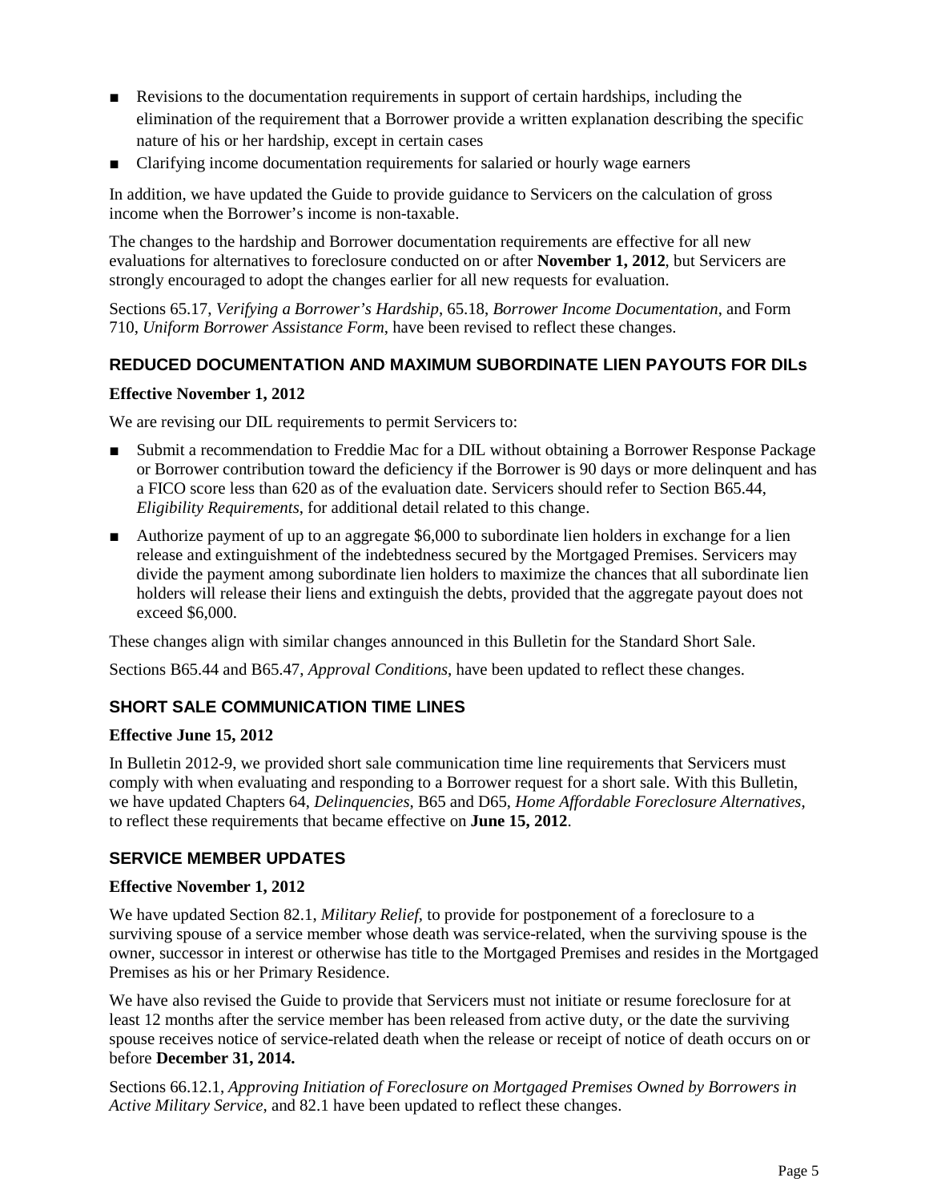- Revisions to the documentation requirements in support of certain hardships, including the elimination of the requirement that a Borrower provide a written explanation describing the specific nature of his or her hardship, except in certain cases
- Clarifying income documentation requirements for salaried or hourly wage earners

In addition, we have updated the Guide to provide guidance to Servicers on the calculation of gross income when the Borrower's income is non-taxable.

The changes to the hardship and Borrower documentation requirements are effective for all new evaluations for alternatives to foreclosure conducted on or after **November 1, 2012**, but Servicers are strongly encouraged to adopt the changes earlier for all new requests for evaluation.

Sections 65.17, *Verifying a Borrower's Hardship*, 65.18, *Borrower Income Documentation*, and Form 710, *Uniform Borrower Assistance Form*, have been revised to reflect these changes.

## REDUCED DOCUMENTATION AND MAXIMUM SUBORDINATE LIEN PAYOUTS FOR DILs

**Effective November 1, 2012**

We are revising our DIL requirements to permit Servicers to:

- Submit a recommendation to Freddie Mac for a DIL without obtaining a Borrower Response Package or Borrower contribution toward the deficiency if the Borrower is 90 days or more delinquent and has a FICO score less than 620 as of the evaluation date. Servicers should refer to Section B65.44, *Eligibility Requirements*, for additional detail related to this change.
- Authorize payment of up to an aggregate $6,000 to subordinate lien holders in exchange for a lien release and extinguishment of the indebtedness secured by the Mortgaged Premises. Servicers may divide the payment among subordinate lien holders to maximize the chances that all subordinate lien holders will release their liens and extinguish the debts, provided that the aggregate payout does not exceed $6,000.

These changes align with similar changes announced in this Bulletin for the Standard Short Sale.

Sections B65.44 and B65.47, *Approval Conditions*, have been updated to reflect these changes.

## SHORT SALE COMMUNICATION TIME LINES

**Effective June 15, 2012**

In Bulletin 2012-9, we provided short sale communication time line requirements that Servicers must comply with when evaluating and responding to a Borrower request for a short sale. With this Bulletin, we have updated Chapters 64, *Delinquencies*, B65 and D65, *Home Affordable Foreclosure Alternatives*, to reflect these requirements that became effective on **June 15, 2012**.

## SERVICE MEMBER UPDATES

**Effective November 1, 2012**

We have updated Section 82.1, *Military Relief*, to provide for postponement of a foreclosure to a surviving spouse of a service member whose death was service-related, when the surviving spouse is the owner, successor in interest or otherwise has title to the Mortgaged Premises and resides in the Mortgaged Premises as his or her Primary Residence.

We have also revised the Guide to provide that Servicers must not initiate or resume foreclosure for at least 12 months after the service member has been released from active duty, or the date the surviving spouse receives notice of service-related death when the release or receipt of notice of death occurs on or before **December 31, 2014.**

Sections 66.12.1, *Approving Initiation of Foreclosure on Mortgaged Premises Owned by Borrowers in Active Military Service*, and 82.1 have been updated to reflect these changes.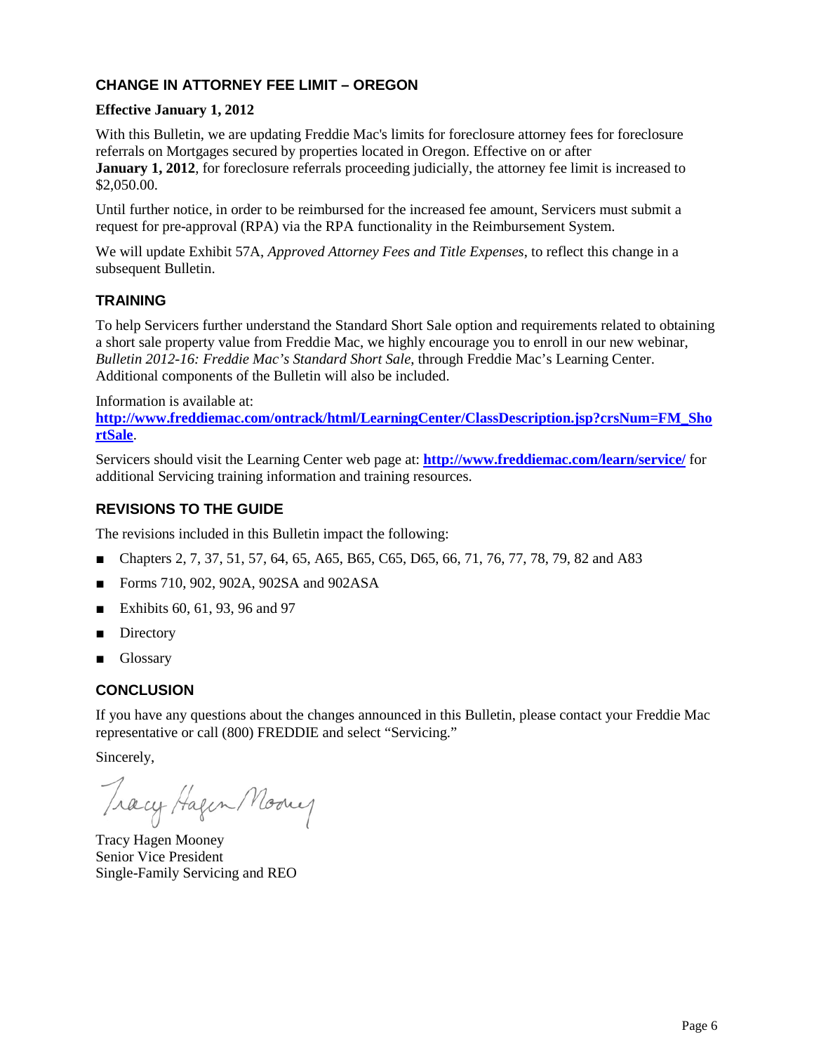## CHANGE IN ATTORNEY FEE LIMIT – OREGON

**Effective January 1, 2012**

With this Bulletin, we are updating Freddie Mac's limits for foreclosure attorney fees for foreclosure referrals on Mortgages secured by properties located in Oregon. Effective on or after **January 1, 2012**, for foreclosure referrals proceeding judicially, the attorney fee limit is increased to $2,050.00.

Until further notice, in order to be reimbursed for the increased fee amount, Servicers must submit a request for pre-approval (RPA) via the RPA functionality in the Reimbursement System.

We will update Exhibit 57A, *Approved Attorney Fees and Title Expenses*, to reflect this change in a subsequent Bulletin.

## TRAINING

To help Servicers further understand the Standard Short Sale option and requirements related to obtaining a short sale property value from Freddie Mac, we highly encourage you to enroll in our new webinar, *Bulletin 2012-16: Freddie Mac's Standard Short Sale*, through Freddie Mac's Learning Center. Additional components of the Bulletin will also be included.

Information is available at: **http://www.freddiemac.com/ontrack/html/LearningCenter/ClassDescription.jsp?crsNum=FM_ShortSale**.

Servicers should visit the Learning Center web page at: **http://www.freddiemac.com/learn/service/** for additional Servicing training information and training resources.

## REVISIONS TO THE GUIDE

The revisions included in this Bulletin impact the following:

- Chapters 2, 7, 37, 51, 57, 64, 65, A65, B65, C65, D65, 66, 71, 76, 77, 78, 79, 82 and A83
- Forms 710, 902, 902A, 902SA and 902ASA
- Exhibits 60, 61, 93, 96 and 97
- Directory
- Glossary

## CONCLUSION

If you have any questions about the changes announced in this Bulletin, please contact your Freddie Mac representative or call (800) FREDDIE and select "Servicing."

Sincerely,

Tracy Hagen Mooney

Tracy Hagen Mooney
Senior Vice President
Single-Family Servicing and REO